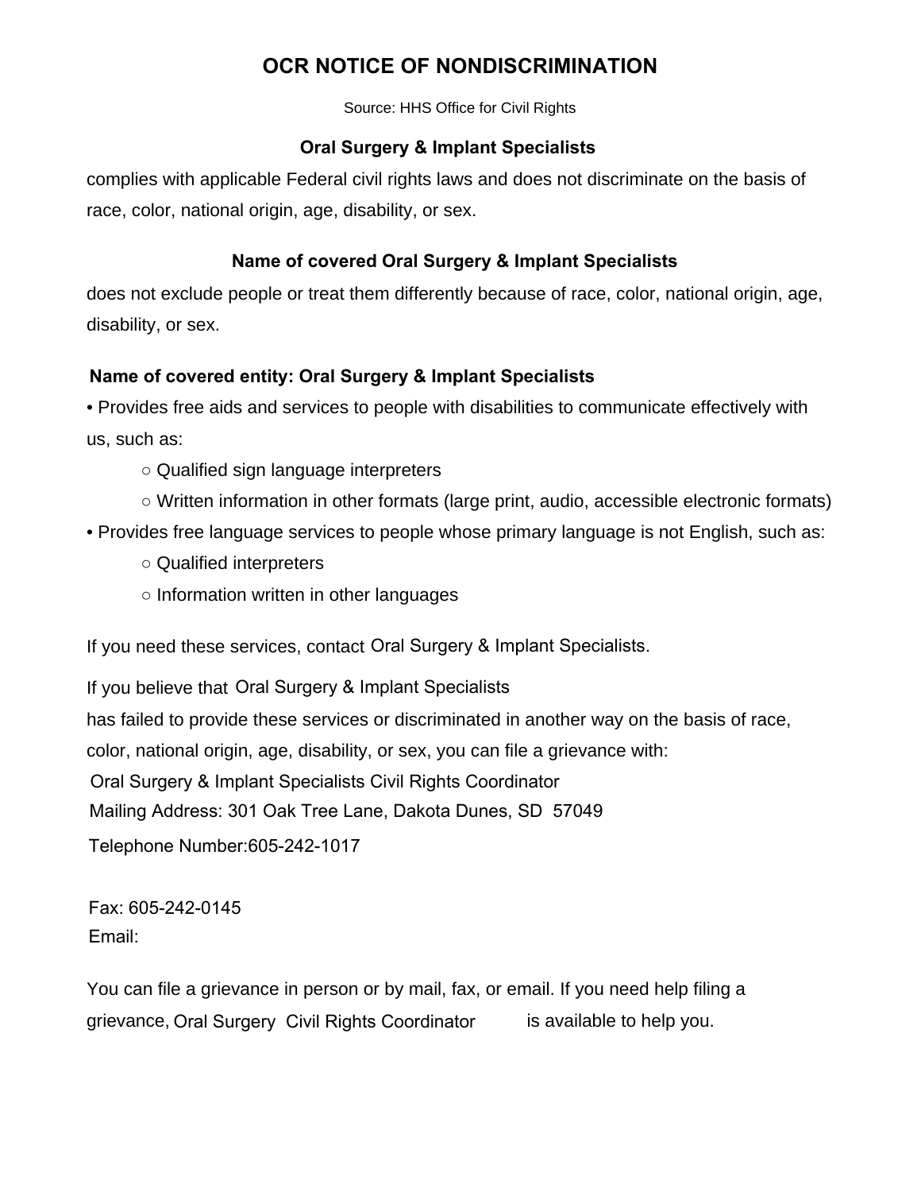# OCR NOTICE OF NONDISCRIMINATION

Source: HHS Office for Civil Rights

**Oral Surgery & Implant Specialists**

complies with applicable Federal civil rights laws and does not discriminate on the basis of race, color, national origin, age, disability, or sex.

**Name of covered Oral Surgery & Implant Specialists**

does not exclude people or treat them differently because of race, color, national origin, age, disability, or sex.

**Name of covered entity: Oral Surgery & Implant Specialists**

- Provides free aids and services to people with disabilities to communicate effectively with us, such as:
  - Qualified sign language interpreters
  - Written information in other formats (large print, audio, accessible electronic formats)
- Provides free language services to people whose primary language is not English, such as:
  - Qualified interpreters
  - Information written in other languages

If you need these services, contact Oral Surgery & Implant Specialists.

If you believe that Oral Surgery & Implant Specialists has failed to provide these services or discriminated in another way on the basis of race, color, national origin, age, disability, or sex, you can file a grievance with:

Oral Surgery & Implant Specialists Civil Rights Coordinator
Mailing Address: 301 Oak Tree Lane, Dakota Dunes, SD 57049
Telephone Number:605-242-1017

Fax: 605-242-0145
Email:

You can file a grievance in person or by mail, fax, or email. If you need help filing a grievance, Oral Surgery Civil Rights Coordinator is available to help you.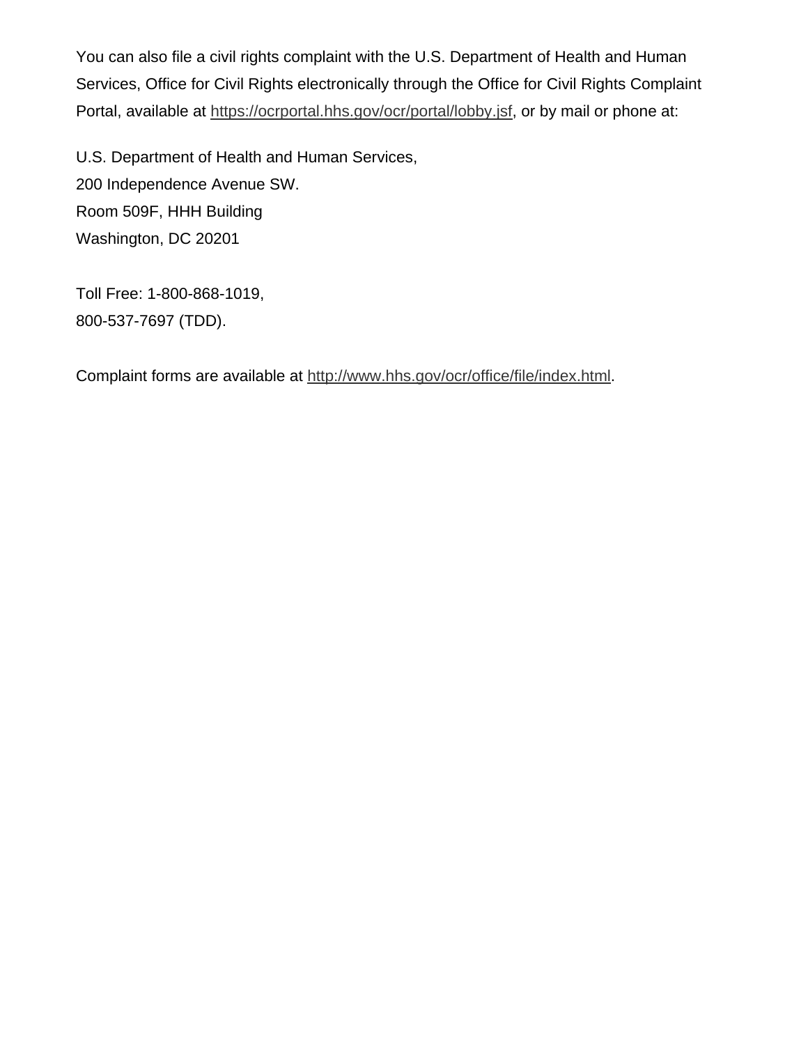You can also file a civil rights complaint with the U.S. Department of Health and Human Services, Office for Civil Rights electronically through the Office for Civil Rights Complaint Portal, available at https://ocrportal.hhs.gov/ocr/portal/lobby.jsf, or by mail or phone at:

U.S. Department of Health and Human Services,
200 Independence Avenue SW.
Room 509F, HHH Building
Washington, DC 20201

Toll Free: 1-800-868-1019,
800-537-7697 (TDD).

Complaint forms are available at http://www.hhs.gov/ocr/office/file/index.html.